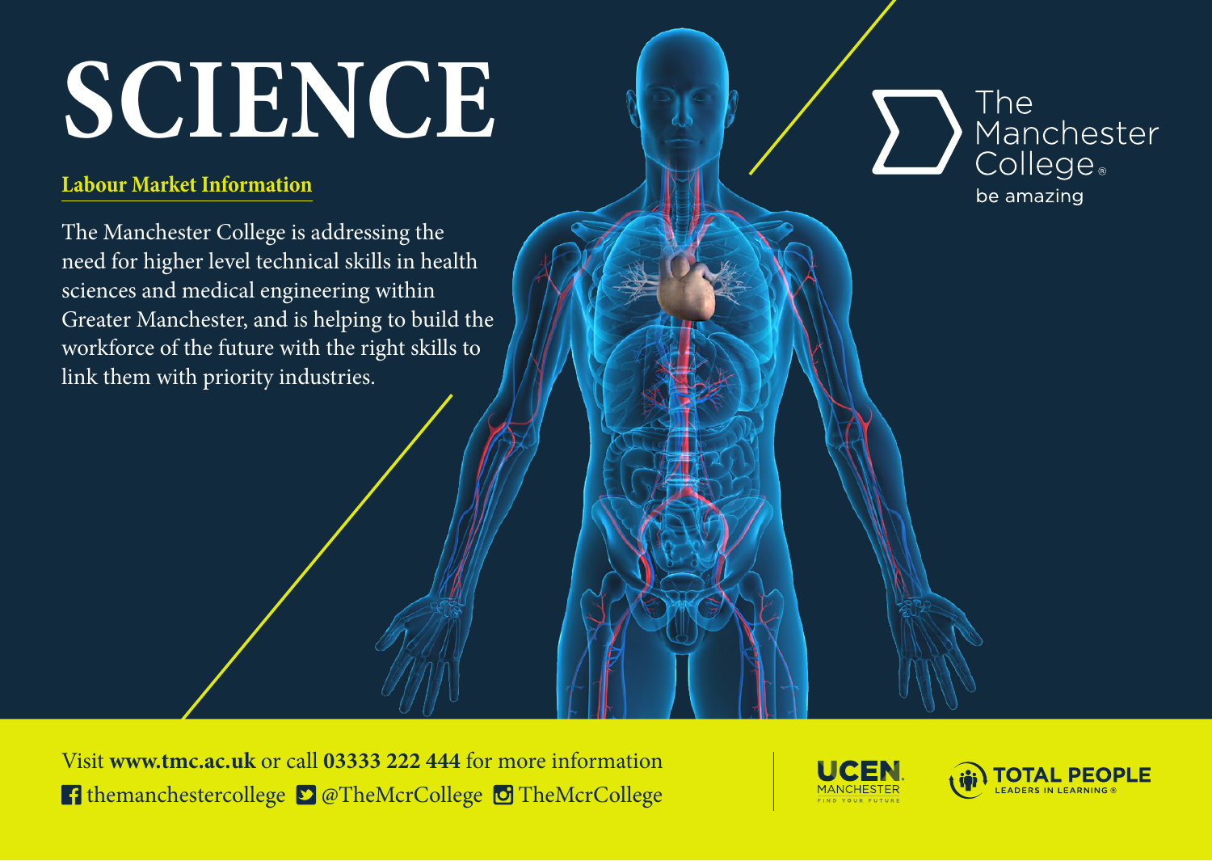# SCIENCE

## Labour Market Information

The Manchester College is addressing the need for higher level technical skills in health sciences and medical engineering within Greater Manchester, and is helping to build the workforce of the future with the right skills to link them with priority industries.

The Manchester College
be amazing

Visit **www.tmc.ac.uk** or call **03333 222 444** for more information
themanchestercollege @TheMcrCollege TheMcrCollege

UCEN MANCHESTER FIND YOUR FUTURE

TOTAL PEOPLE LEADERS IN LEARNING®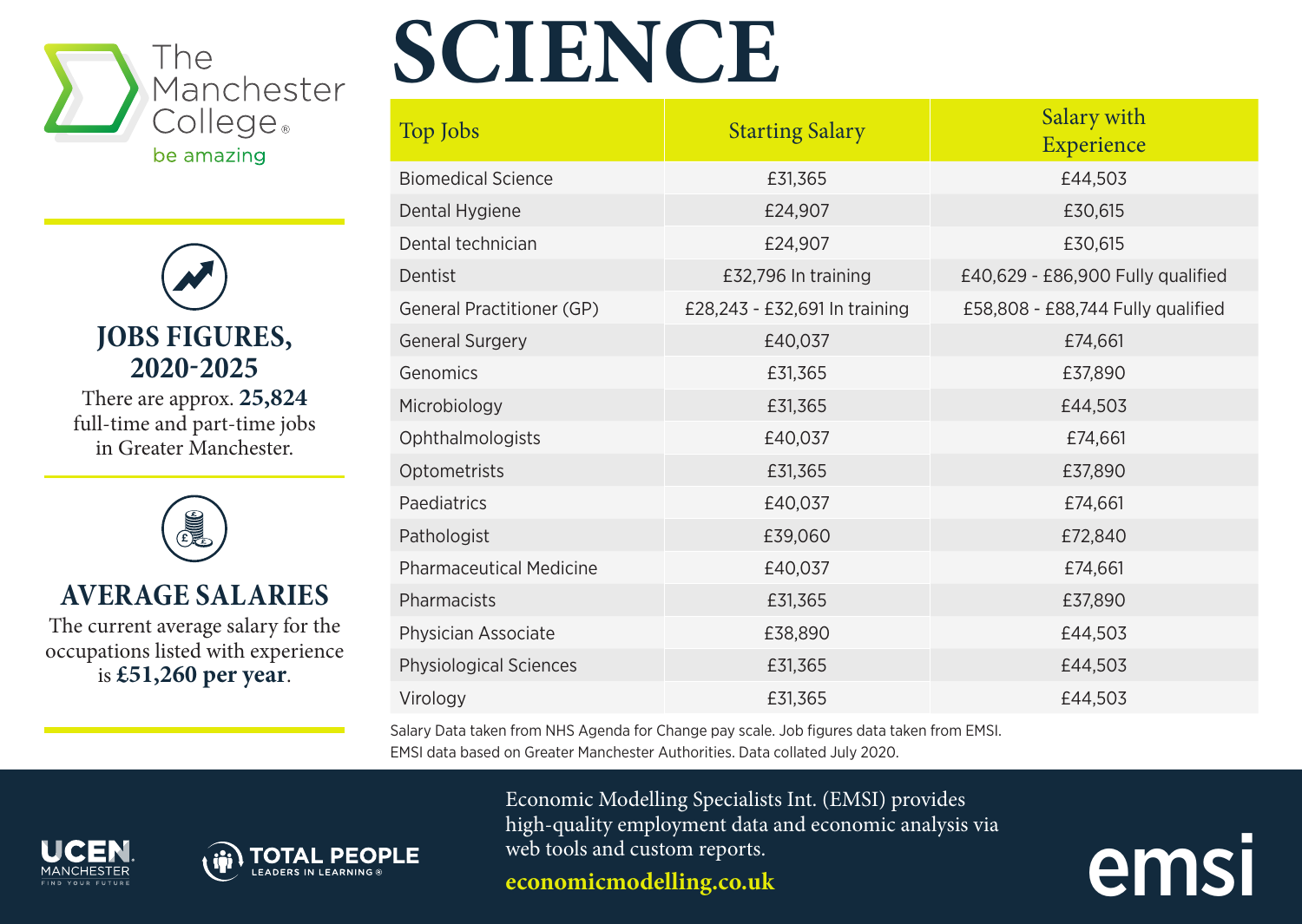The Manchester College

be amazing

# SCIENCE

| Top Jobs | Starting Salary | Salary with Experience |
|---|---|---|
| Biomedical Science | £31,365 | £44,503 |
| Dental Hygiene | £24,907 | £30,615 |
| Dental technician | £24,907 | £30,615 |
| Dentist | £32,796 In training | £40,629 - £86,900 Fully qualified |
| General Practitioner (GP) | £28,243 - £32,691 In training | £58,808 - £88,744 Fully qualified |
| General Surgery | £40,037 | £74,661 |
| Genomics | £31,365 | £37,890 |
| Microbiology | £31,365 | £44,503 |
| Ophthalmologists | £40,037 | £74,661 |
| Optometrists | £31,365 | £37,890 |
| Paediatrics | £40,037 | £74,661 |
| Pathologist | £39,060 | £72,840 |
| Pharmaceutical Medicine | £40,037 | £74,661 |
| Pharmacists | £31,365 | £37,890 |
| Physician Associate | £38,890 | £44,503 |
| Physiological Sciences | £31,365 | £44,503 |
| Virology | £31,365 | £44,503 |

Salary Data taken from NHS Agenda for Change pay scale. Job figures data taken from EMSI.
EMSI data based on Greater Manchester Authorities. Data collated July 2020.

## JOBS FIGURES, 2020-2025

There are approx. **25,824** full-time and part-time jobs in Greater Manchester.

## AVERAGE SALARIES

The current average salary for the occupations listed with experience is **£51,260 per year**.

UCEN MANCHESTER FIND YOUR FUTURE

TOTAL PEOPLE LEADERS IN LEARNING

Economic Modelling Specialists Int. (EMSI) provides high-quality employment data and economic analysis via web tools and custom reports.

**economicmodelling.co.uk**

emsi